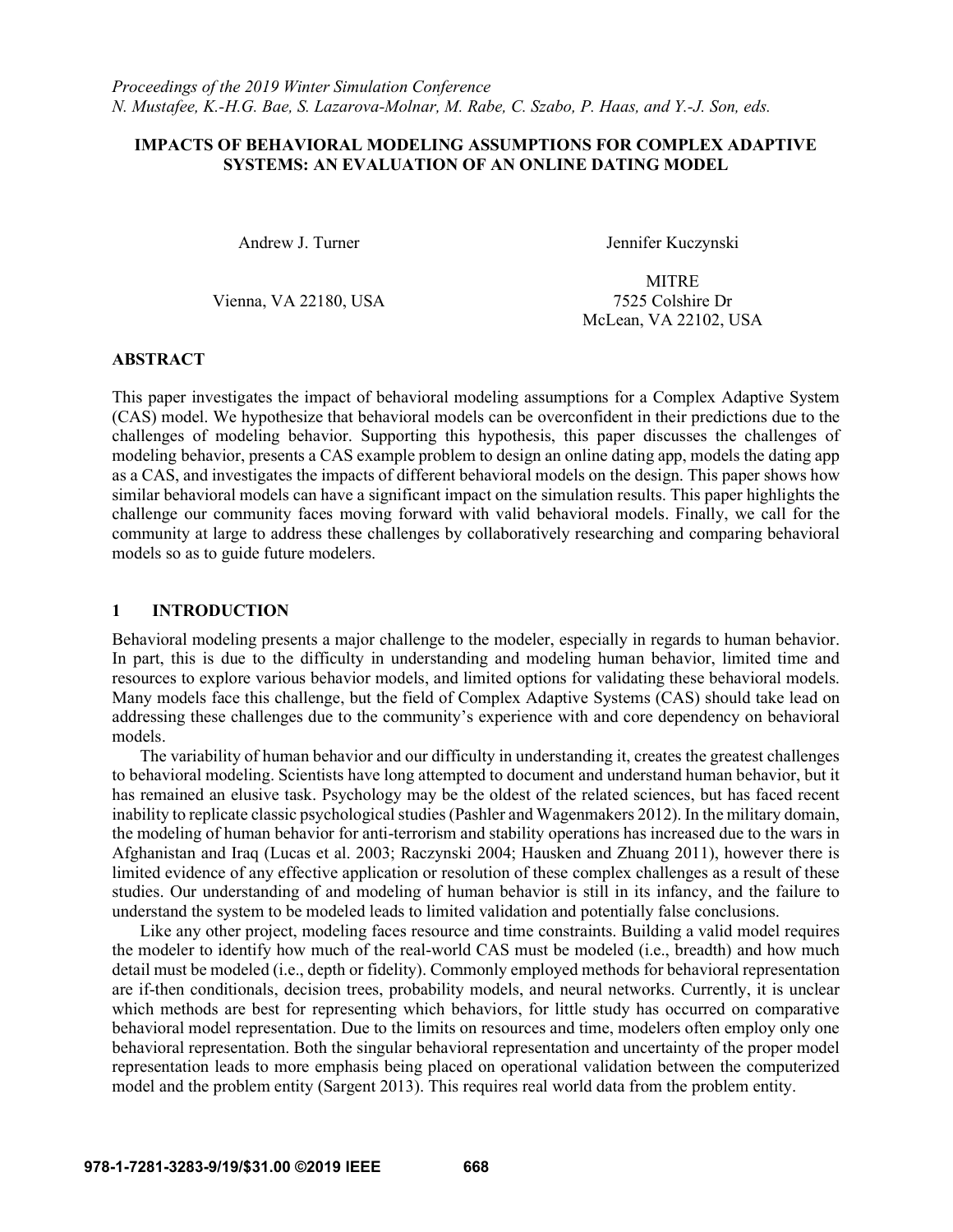*Proceedings of the 2019 Winter Simulation Conference*
*N. Mustafee, K.-H.G. Bae, S. Lazarova-Molnar, M. Rabe, C. Szabo, P. Haas, and Y.-J. Son, eds.*

# IMPACTS OF BEHAVIORAL MODELING ASSUMPTIONS FOR COMPLEX ADAPTIVE SYSTEMS: AN EVALUATION OF AN ONLINE DATING MODEL

Andrew J. Turner
Vienna, VA 22180, USA

Jennifer Kuczynski
MITRE
7525 Colshire Dr
McLean, VA 22102, USA

## ABSTRACT

This paper investigates the impact of behavioral modeling assumptions for a Complex Adaptive System (CAS) model. We hypothesize that behavioral models can be overconfident in their predictions due to the challenges of modeling behavior. Supporting this hypothesis, this paper discusses the challenges of modeling behavior, presents a CAS example problem to design an online dating app, models the dating app as a CAS, and investigates the impacts of different behavioral models on the design. This paper shows how similar behavioral models can have a significant impact on the simulation results. This paper highlights the challenge our community faces moving forward with valid behavioral models. Finally, we call for the community at large to address these challenges by collaboratively researching and comparing behavioral models so as to guide future modelers.

## 1 INTRODUCTION

Behavioral modeling presents a major challenge to the modeler, especially in regards to human behavior. In part, this is due to the difficulty in understanding and modeling human behavior, limited time and resources to explore various behavior models, and limited options for validating these behavioral models. Many models face this challenge, but the field of Complex Adaptive Systems (CAS) should take lead on addressing these challenges due to the community's experience with and core dependency on behavioral models.

The variability of human behavior and our difficulty in understanding it, creates the greatest challenges to behavioral modeling. Scientists have long attempted to document and understand human behavior, but it has remained an elusive task. Psychology may be the oldest of the related sciences, but has faced recent inability to replicate classic psychological studies (Pashler and Wagenmakers 2012). In the military domain, the modeling of human behavior for anti-terrorism and stability operations has increased due to the wars in Afghanistan and Iraq (Lucas et al. 2003; Raczynski 2004; Hausken and Zhuang 2011), however there is limited evidence of any effective application or resolution of these complex challenges as a result of these studies. Our understanding of and modeling of human behavior is still in its infancy, and the failure to understand the system to be modeled leads to limited validation and potentially false conclusions.

Like any other project, modeling faces resource and time constraints. Building a valid model requires the modeler to identify how much of the real-world CAS must be modeled (i.e., breadth) and how much detail must be modeled (i.e., depth or fidelity). Commonly employed methods for behavioral representation are if-then conditionals, decision trees, probability models, and neural networks. Currently, it is unclear which methods are best for representing which behaviors, for little study has occurred on comparative behavioral model representation. Due to the limits on resources and time, modelers often employ only one behavioral representation. Both the singular behavioral representation and uncertainty of the proper model representation leads to more emphasis being placed on operational validation between the computerized model and the problem entity (Sargent 2013). This requires real world data from the problem entity.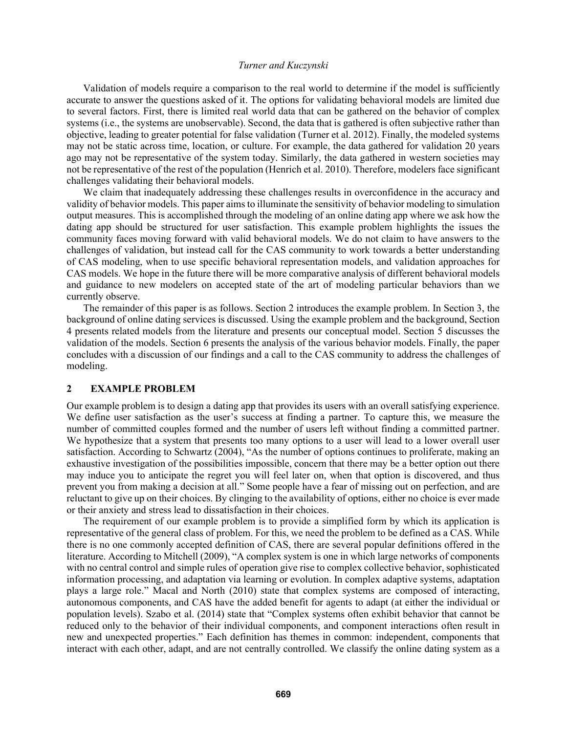Validation of models require a comparison to the real world to determine if the model is sufficiently accurate to answer the questions asked of it. The options for validating behavioral models are limited due to several factors. First, there is limited real world data that can be gathered on the behavior of complex systems (i.e., the systems are unobservable). Second, the data that is gathered is often subjective rather than objective, leading to greater potential for false validation (Turner et al. 2012). Finally, the modeled systems may not be static across time, location, or culture. For example, the data gathered for validation 20 years ago may not be representative of the system today. Similarly, the data gathered in western societies may not be representative of the rest of the population (Henrich et al. 2010). Therefore, modelers face significant challenges validating their behavioral models.

We claim that inadequately addressing these challenges results in overconfidence in the accuracy and validity of behavior models. This paper aims to illuminate the sensitivity of behavior modeling to simulation output measures. This is accomplished through the modeling of an online dating app where we ask how the dating app should be structured for user satisfaction. This example problem highlights the issues the community faces moving forward with valid behavioral models. We do not claim to have answers to the challenges of validation, but instead call for the CAS community to work towards a better understanding of CAS modeling, when to use specific behavioral representation models, and validation approaches for CAS models. We hope in the future there will be more comparative analysis of different behavioral models and guidance to new modelers on accepted state of the art of modeling particular behaviors than we currently observe.

The remainder of this paper is as follows. Section 2 introduces the example problem. In Section 3, the background of online dating services is discussed. Using the example problem and the background, Section 4 presents related models from the literature and presents our conceptual model. Section 5 discusses the validation of the models. Section 6 presents the analysis of the various behavior models. Finally, the paper concludes with a discussion of our findings and a call to the CAS community to address the challenges of modeling.

## 2 EXAMPLE PROBLEM

Our example problem is to design a dating app that provides its users with an overall satisfying experience. We define user satisfaction as the user's success at finding a partner. To capture this, we measure the number of committed couples formed and the number of users left without finding a committed partner. We hypothesize that a system that presents too many options to a user will lead to a lower overall user satisfaction. According to Schwartz (2004), "As the number of options continues to proliferate, making an exhaustive investigation of the possibilities impossible, concern that there may be a better option out there may induce you to anticipate the regret you will feel later on, when that option is discovered, and thus prevent you from making a decision at all." Some people have a fear of missing out on perfection, and are reluctant to give up on their choices. By clinging to the availability of options, either no choice is ever made or their anxiety and stress lead to dissatisfaction in their choices.

The requirement of our example problem is to provide a simplified form by which its application is representative of the general class of problem. For this, we need the problem to be defined as a CAS. While there is no one commonly accepted definition of CAS, there are several popular definitions offered in the literature. According to Mitchell (2009), "A complex system is one in which large networks of components with no central control and simple rules of operation give rise to complex collective behavior, sophisticated information processing, and adaptation via learning or evolution. In complex adaptive systems, adaptation plays a large role." Macal and North (2010) state that complex systems are composed of interacting, autonomous components, and CAS have the added benefit for agents to adapt (at either the individual or population levels). Szabo et al. (2014) state that "Complex systems often exhibit behavior that cannot be reduced only to the behavior of their individual components, and component interactions often result in new and unexpected properties." Each definition has themes in common: independent, components that interact with each other, adapt, and are not centrally controlled. We classify the online dating system as a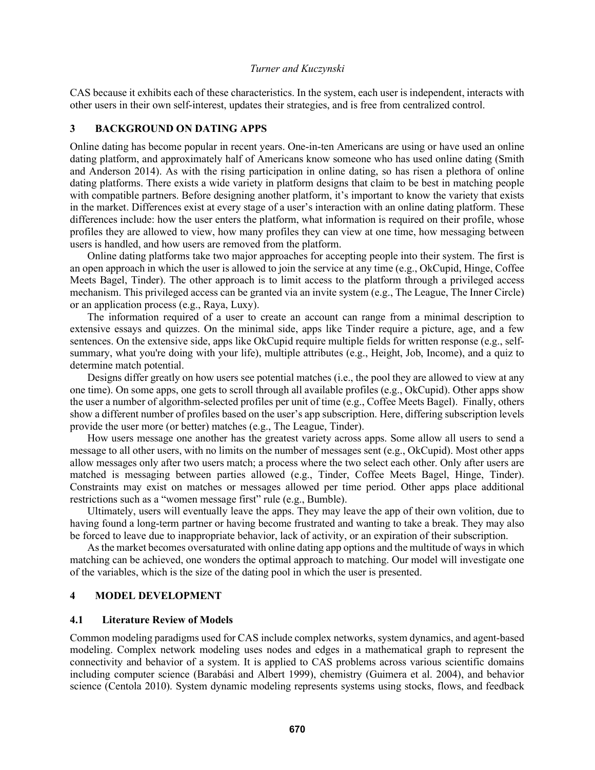CAS because it exhibits each of these characteristics. In the system, each user is independent, interacts with other users in their own self-interest, updates their strategies, and is free from centralized control.

## 3 BACKGROUND ON DATING APPS

Online dating has become popular in recent years. One-in-ten Americans are using or have used an online dating platform, and approximately half of Americans know someone who has used online dating (Smith and Anderson 2014). As with the rising participation in online dating, so has risen a plethora of online dating platforms. There exists a wide variety in platform designs that claim to be best in matching people with compatible partners. Before designing another platform, it's important to know the variety that exists in the market. Differences exist at every stage of a user's interaction with an online dating platform. These differences include: how the user enters the platform, what information is required on their profile, whose profiles they are allowed to view, how many profiles they can view at one time, how messaging between users is handled, and how users are removed from the platform.

Online dating platforms take two major approaches for accepting people into their system. The first is an open approach in which the user is allowed to join the service at any time (e.g., OkCupid, Hinge, Coffee Meets Bagel, Tinder). The other approach is to limit access to the platform through a privileged access mechanism. This privileged access can be granted via an invite system (e.g., The League, The Inner Circle) or an application process (e.g., Raya, Luxy).

The information required of a user to create an account can range from a minimal description to extensive essays and quizzes. On the minimal side, apps like Tinder require a picture, age, and a few sentences. On the extensive side, apps like OkCupid require multiple fields for written response (e.g., self-summary, what you're doing with your life), multiple attributes (e.g., Height, Job, Income), and a quiz to determine match potential.

Designs differ greatly on how users see potential matches (i.e., the pool they are allowed to view at any one time). On some apps, one gets to scroll through all available profiles (e.g., OkCupid). Other apps show the user a number of algorithm-selected profiles per unit of time (e.g., Coffee Meets Bagel). Finally, others show a different number of profiles based on the user's app subscription. Here, differing subscription levels provide the user more (or better) matches (e.g., The League, Tinder).

How users message one another has the greatest variety across apps. Some allow all users to send a message to all other users, with no limits on the number of messages sent (e.g., OkCupid). Most other apps allow messages only after two users match; a process where the two select each other. Only after users are matched is messaging between parties allowed (e.g., Tinder, Coffee Meets Bagel, Hinge, Tinder). Constraints may exist on matches or messages allowed per time period. Other apps place additional restrictions such as a "women message first" rule (e.g., Bumble).

Ultimately, users will eventually leave the apps. They may leave the app of their own volition, due to having found a long-term partner or having become frustrated and wanting to take a break. They may also be forced to leave due to inappropriate behavior, lack of activity, or an expiration of their subscription.

As the market becomes oversaturated with online dating app options and the multitude of ways in which matching can be achieved, one wonders the optimal approach to matching. Our model will investigate one of the variables, which is the size of the dating pool in which the user is presented.

## 4 MODEL DEVELOPMENT

### 4.1 Literature Review of Models

Common modeling paradigms used for CAS include complex networks, system dynamics, and agent-based modeling. Complex network modeling uses nodes and edges in a mathematical graph to represent the connectivity and behavior of a system. It is applied to CAS problems across various scientific domains including computer science (Barabási and Albert 1999), chemistry (Guimera et al. 2004), and behavior science (Centola 2010). System dynamic modeling represents systems using stocks, flows, and feedback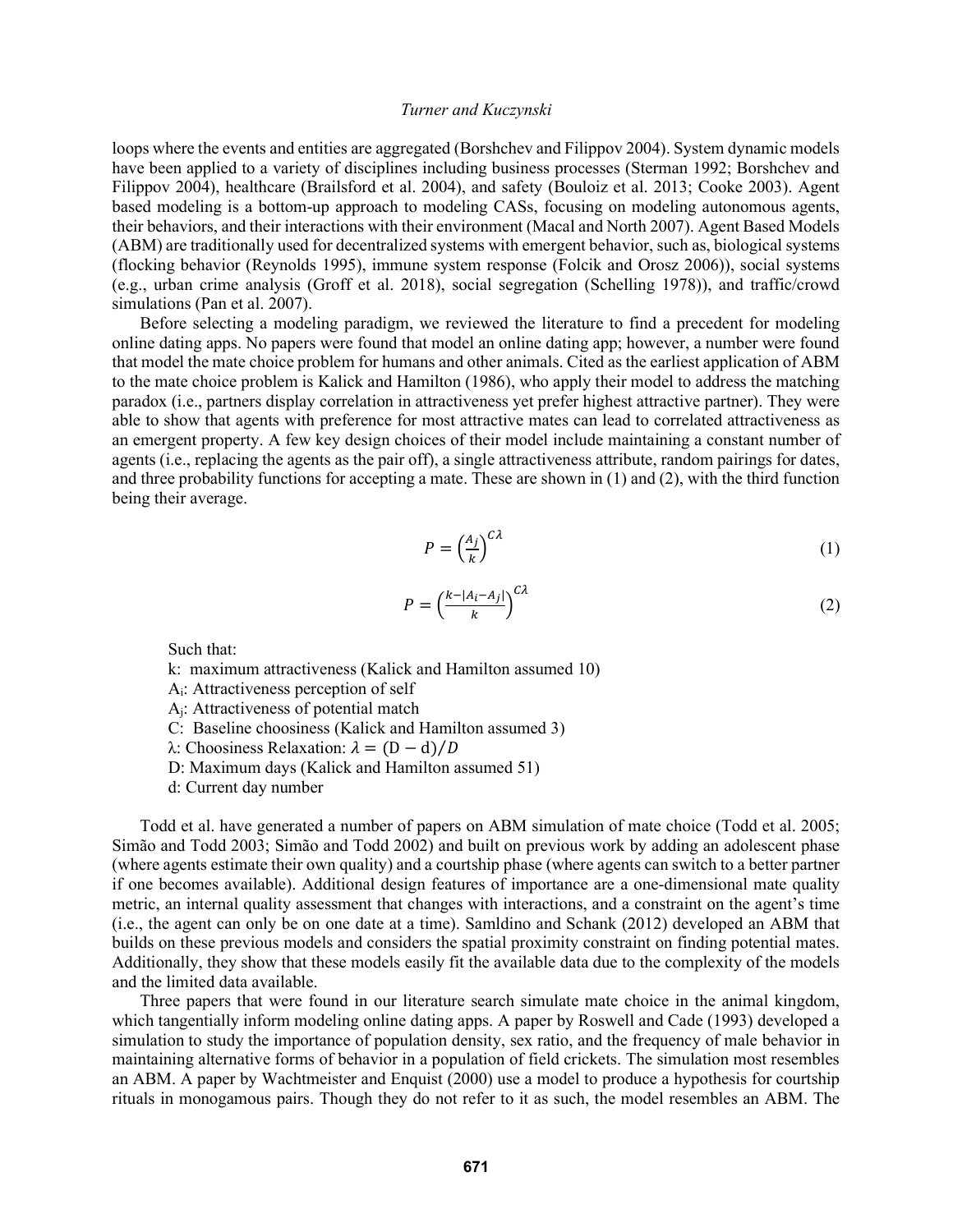loops where the events and entities are aggregated (Borshchev and Filippov 2004). System dynamic models have been applied to a variety of disciplines including business processes (Sterman 1992; Borshchev and Filippov 2004), healthcare (Brailsford et al. 2004), and safety (Bouloiz et al. 2013; Cooke 2003). Agent based modeling is a bottom-up approach to modeling CASs, focusing on modeling autonomous agents, their behaviors, and their interactions with their environment (Macal and North 2007). Agent Based Models (ABM) are traditionally used for decentralized systems with emergent behavior, such as, biological systems (flocking behavior (Reynolds 1995), immune system response (Folcik and Orosz 2006)), social systems (e.g., urban crime analysis (Groff et al. 2018), social segregation (Schelling 1978)), and traffic/crowd simulations (Pan et al. 2007).

Before selecting a modeling paradigm, we reviewed the literature to find a precedent for modeling online dating apps. No papers were found that model an online dating app; however, a number were found that model the mate choice problem for humans and other animals. Cited as the earliest application of ABM to the mate choice problem is Kalick and Hamilton (1986), who apply their model to address the matching paradox (i.e., partners display correlation in attractiveness yet prefer highest attractive partner). They were able to show that agents with preference for most attractive mates can lead to correlated attractiveness as an emergent property. A few key design choices of their model include maintaining a constant number of agents (i.e., replacing the agents as the pair off), a single attractiveness attribute, random pairings for dates, and three probability functions for accepting a mate. These are shown in (1) and (2), with the third function being their average.

$$P = \left(\frac{A_j}{k}\right)^{C\lambda} \tag{1}$$

$$P = \left(\frac{k - |A_i - A_j|}{k}\right)^{C\lambda} \tag{2}$$

Such that:

k: maximum attractiveness (Kalick and Hamilton assumed 10)
$A_i$: Attractiveness perception of self
$A_j$: Attractiveness of potential match
C: Baseline choosiness (Kalick and Hamilton assumed 3)
λ: Choosiness Relaxation: $\lambda = (D - d)/D$
D: Maximum days (Kalick and Hamilton assumed 51)
d: Current day number

Todd et al. have generated a number of papers on ABM simulation of mate choice (Todd et al. 2005; Simão and Todd 2003; Simão and Todd 2002) and built on previous work by adding an adolescent phase (where agents estimate their own quality) and a courtship phase (where agents can switch to a better partner if one becomes available). Additional design features of importance are a one-dimensional mate quality metric, an internal quality assessment that changes with interactions, and a constraint on the agent's time (i.e., the agent can only be on one date at a time). Samldino and Schank (2012) developed an ABM that builds on these previous models and considers the spatial proximity constraint on finding potential mates. Additionally, they show that these models easily fit the available data due to the complexity of the models and the limited data available.

Three papers that were found in our literature search simulate mate choice in the animal kingdom, which tangentially inform modeling online dating apps. A paper by Roswell and Cade (1993) developed a simulation to study the importance of population density, sex ratio, and the frequency of male behavior in maintaining alternative forms of behavior in a population of field crickets. The simulation most resembles an ABM. A paper by Wachtmeister and Enquist (2000) use a model to produce a hypothesis for courtship rituals in monogamous pairs. Though they do not refer to it as such, the model resembles an ABM. The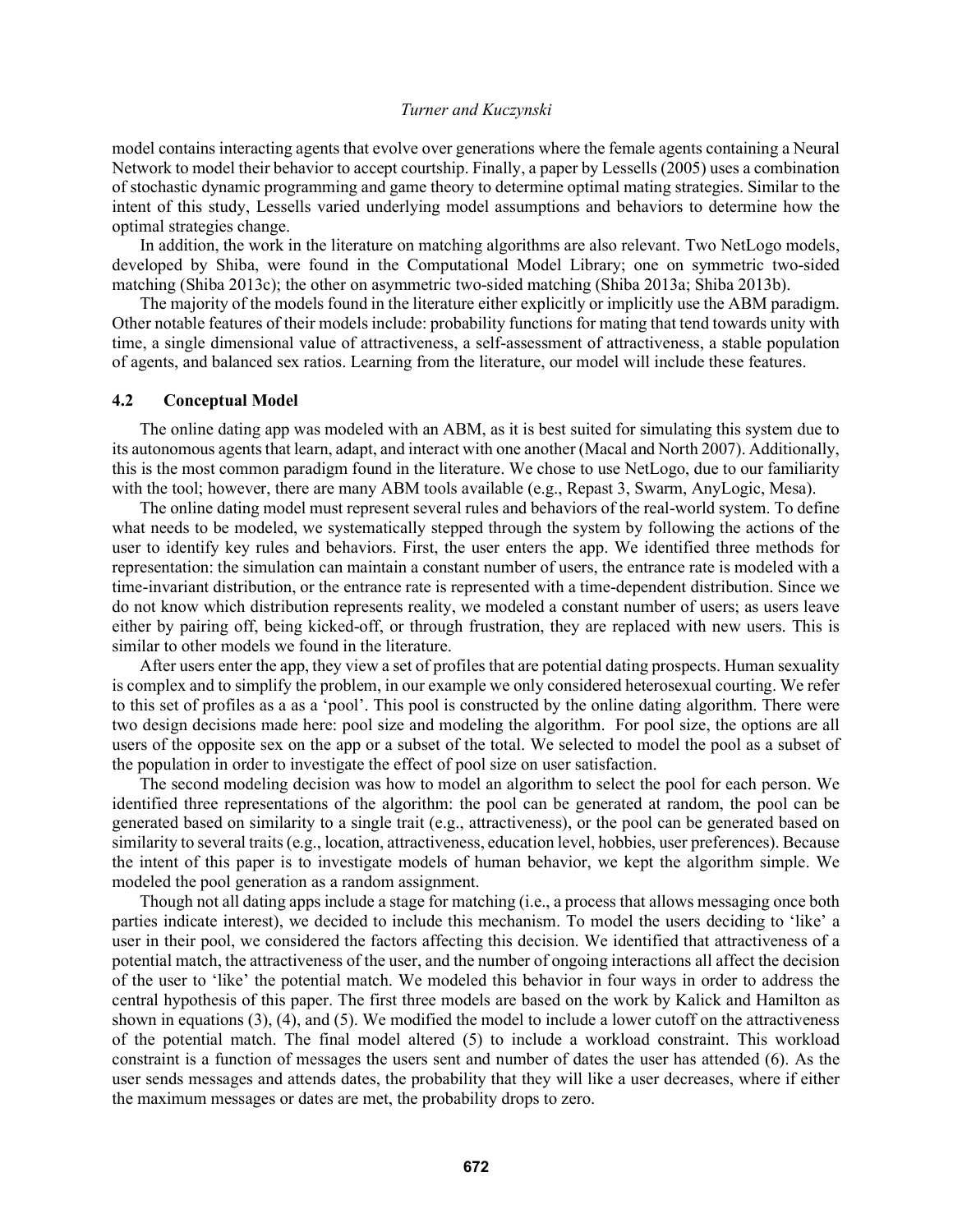model contains interacting agents that evolve over generations where the female agents containing a Neural Network to model their behavior to accept courtship. Finally, a paper by Lessells (2005) uses a combination of stochastic dynamic programming and game theory to determine optimal mating strategies. Similar to the intent of this study, Lessells varied underlying model assumptions and behaviors to determine how the optimal strategies change.

In addition, the work in the literature on matching algorithms are also relevant. Two NetLogo models, developed by Shiba, were found in the Computational Model Library; one on symmetric two-sided matching (Shiba 2013c); the other on asymmetric two-sided matching (Shiba 2013a; Shiba 2013b).

The majority of the models found in the literature either explicitly or implicitly use the ABM paradigm. Other notable features of their models include: probability functions for mating that tend towards unity with time, a single dimensional value of attractiveness, a self-assessment of attractiveness, a stable population of agents, and balanced sex ratios. Learning from the literature, our model will include these features.

### 4.2 Conceptual Model

The online dating app was modeled with an ABM, as it is best suited for simulating this system due to its autonomous agents that learn, adapt, and interact with one another (Macal and North 2007). Additionally, this is the most common paradigm found in the literature. We chose to use NetLogo, due to our familiarity with the tool; however, there are many ABM tools available (e.g., Repast 3, Swarm, AnyLogic, Mesa).

The online dating model must represent several rules and behaviors of the real-world system. To define what needs to be modeled, we systematically stepped through the system by following the actions of the user to identify key rules and behaviors. First, the user enters the app. We identified three methods for representation: the simulation can maintain a constant number of users, the entrance rate is modeled with a time-invariant distribution, or the entrance rate is represented with a time-dependent distribution. Since we do not know which distribution represents reality, we modeled a constant number of users; as users leave either by pairing off, being kicked-off, or through frustration, they are replaced with new users. This is similar to other models we found in the literature.

After users enter the app, they view a set of profiles that are potential dating prospects. Human sexuality is complex and to simplify the problem, in our example we only considered heterosexual courting. We refer to this set of profiles as a as a 'pool'. This pool is constructed by the online dating algorithm. There were two design decisions made here: pool size and modeling the algorithm. For pool size, the options are all users of the opposite sex on the app or a subset of the total. We selected to model the pool as a subset of the population in order to investigate the effect of pool size on user satisfaction.

The second modeling decision was how to model an algorithm to select the pool for each person. We identified three representations of the algorithm: the pool can be generated at random, the pool can be generated based on similarity to a single trait (e.g., attractiveness), or the pool can be generated based on similarity to several traits (e.g., location, attractiveness, education level, hobbies, user preferences). Because the intent of this paper is to investigate models of human behavior, we kept the algorithm simple. We modeled the pool generation as a random assignment.

Though not all dating apps include a stage for matching (i.e., a process that allows messaging once both parties indicate interest), we decided to include this mechanism. To model the users deciding to 'like' a user in their pool, we considered the factors affecting this decision. We identified that attractiveness of a potential match, the attractiveness of the user, and the number of ongoing interactions all affect the decision of the user to 'like' the potential match. We modeled this behavior in four ways in order to address the central hypothesis of this paper. The first three models are based on the work by Kalick and Hamilton as shown in equations (3), (4), and (5). We modified the model to include a lower cutoff on the attractiveness of the potential match. The final model altered (5) to include a workload constraint. This workload constraint is a function of messages the users sent and number of dates the user has attended (6). As the user sends messages and attends dates, the probability that they will like a user decreases, where if either the maximum messages or dates are met, the probability drops to zero.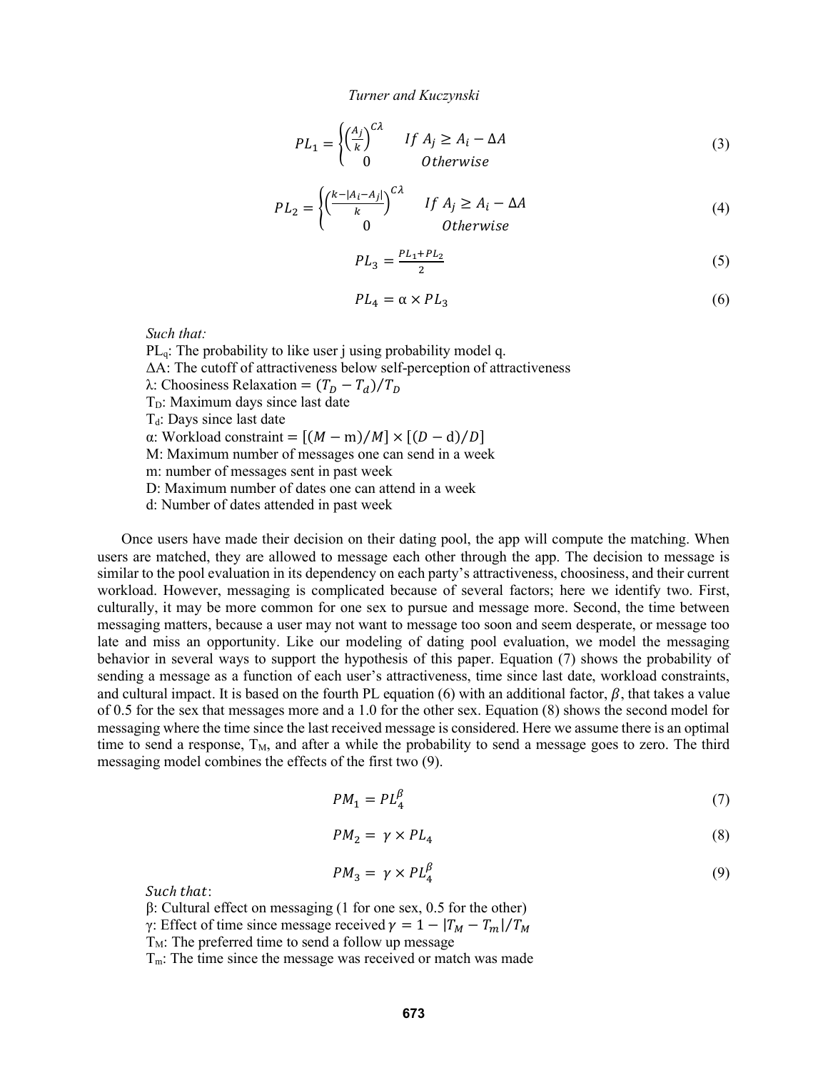$$PL_1 = \begin{cases} \left(\frac{A_j}{k}\right)^{C\lambda} & If\ A_j \geq A_i - \Delta A \\ 0 & Otherwise \end{cases} \tag{3}$$

$$PL_2 = \begin{cases} \left(\frac{k - |A_i - A_j|}{k}\right)^{C\lambda} & If\ A_j \geq A_i - \Delta A \\ 0 & Otherwise \end{cases} \tag{4}$$

$$PL_3 = \frac{PL_1 + PL_2}{2} \tag{5}$$

$$PL_4 = \alpha \times PL_3 \tag{6}$$

*Such that:*

$PL_q$: The probability to like user j using probability model q.
$\Delta A$: The cutoff of attractiveness below self-perception of attractiveness
$\lambda$: Choosiness Relaxation $= (T_D - T_d)/T_D$
$T_D$: Maximum days since last date
$T_d$: Days since last date
$\alpha$: Workload constraint $= [(M - m)/M] \times [(D - d)/D]$
M: Maximum number of messages one can send in a week
m: number of messages sent in past week
D: Maximum number of dates one can attend in a week
d: Number of dates attended in past week

Once users have made their decision on their dating pool, the app will compute the matching. When users are matched, they are allowed to message each other through the app. The decision to message is similar to the pool evaluation in its dependency on each party's attractiveness, choosiness, and their current workload. However, messaging is complicated because of several factors; here we identify two. First, culturally, it may be more common for one sex to pursue and message more. Second, the time between messaging matters, because a user may not want to message too soon and seem desperate, or message too late and miss an opportunity. Like our modeling of dating pool evaluation, we model the messaging behavior in several ways to support the hypothesis of this paper. Equation (7) shows the probability of sending a message as a function of each user's attractiveness, time since last date, workload constraints, and cultural impact. It is based on the fourth PL equation (6) with an additional factor, $\beta$, that takes a value of 0.5 for the sex that messages more and a 1.0 for the other sex. Equation (8) shows the second model for messaging where the time since the last received message is considered. Here we assume there is an optimal time to send a response, $T_M$, and after a while the probability to send a message goes to zero. The third messaging model combines the effects of the first two (9).

$$PM_1 = PL_4^{\beta} \tag{7}$$

$$PM_2 = \gamma \times PL_4 \tag{8}$$

$$PM_3 = \gamma \times PL_4^{\beta} \tag{9}$$

*Such that*:

$\beta$: Cultural effect on messaging (1 for one sex, 0.5 for the other)
$\gamma$: Effect of time since message received $\gamma = 1 - |T_M - T_m|/T_M$
$T_M$: The preferred time to send a follow up message
$T_m$: The time since the message was received or match was made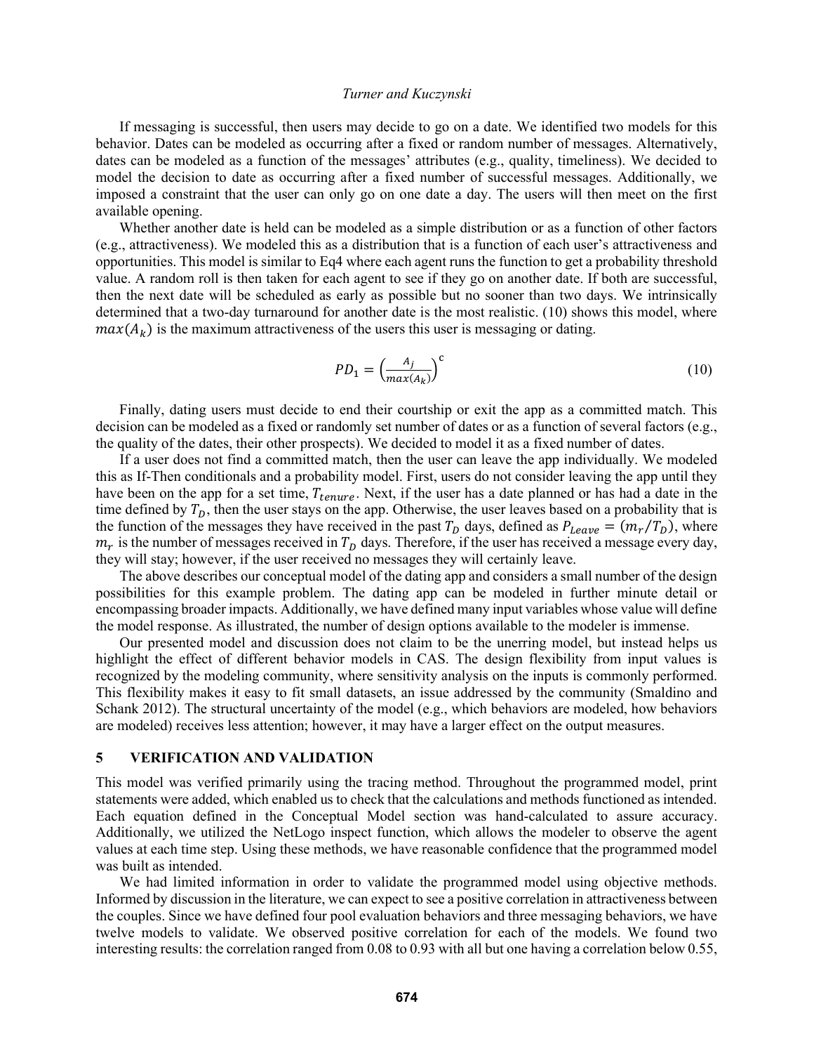If messaging is successful, then users may decide to go on a date. We identified two models for this behavior. Dates can be modeled as occurring after a fixed or random number of messages. Alternatively, dates can be modeled as a function of the messages' attributes (e.g., quality, timeliness). We decided to model the decision to date as occurring after a fixed number of successful messages. Additionally, we imposed a constraint that the user can only go on one date a day. The users will then meet on the first available opening.

Whether another date is held can be modeled as a simple distribution or as a function of other factors (e.g., attractiveness). We modeled this as a distribution that is a function of each user's attractiveness and opportunities. This model is similar to Eq4 where each agent runs the function to get a probability threshold value. A random roll is then taken for each agent to see if they go on another date. If both are successful, then the next date will be scheduled as early as possible but no sooner than two days. We intrinsically determined that a two-day turnaround for another date is the most realistic. (10) shows this model, where $max(A_k)$ is the maximum attractiveness of the users this user is messaging or dating.

$$PD_1 = \left(\frac{A_j}{max(A_k)}\right)^{c} \tag{10}$$

Finally, dating users must decide to end their courtship or exit the app as a committed match. This decision can be modeled as a fixed or randomly set number of dates or as a function of several factors (e.g., the quality of the dates, their other prospects). We decided to model it as a fixed number of dates.

If a user does not find a committed match, then the user can leave the app individually. We modeled this as If-Then conditionals and a probability model. First, users do not consider leaving the app until they have been on the app for a set time, $T_{tenure}$. Next, if the user has a date planned or has had a date in the time defined by $T_D$, then the user stays on the app. Otherwise, the user leaves based on a probability that is the function of the messages they have received in the past $T_D$ days, defined as $P_{Leave} = (m_r/T_D)$, where $m_r$ is the number of messages received in $T_D$ days. Therefore, if the user has received a message every day, they will stay; however, if the user received no messages they will certainly leave.

The above describes our conceptual model of the dating app and considers a small number of the design possibilities for this example problem. The dating app can be modeled in further minute detail or encompassing broader impacts. Additionally, we have defined many input variables whose value will define the model response. As illustrated, the number of design options available to the modeler is immense.

Our presented model and discussion does not claim to be the unerring model, but instead helps us highlight the effect of different behavior models in CAS. The design flexibility from input values is recognized by the modeling community, where sensitivity analysis on the inputs is commonly performed. This flexibility makes it easy to fit small datasets, an issue addressed by the community (Smaldino and Schank 2012). The structural uncertainty of the model (e.g., which behaviors are modeled, how behaviors are modeled) receives less attention; however, it may have a larger effect on the output measures.

## 5 VERIFICATION AND VALIDATION

This model was verified primarily using the tracing method. Throughout the programmed model, print statements were added, which enabled us to check that the calculations and methods functioned as intended. Each equation defined in the Conceptual Model section was hand-calculated to assure accuracy. Additionally, we utilized the NetLogo inspect function, which allows the modeler to observe the agent values at each time step. Using these methods, we have reasonable confidence that the programmed model was built as intended.

We had limited information in order to validate the programmed model using objective methods. Informed by discussion in the literature, we can expect to see a positive correlation in attractiveness between the couples. Since we have defined four pool evaluation behaviors and three messaging behaviors, we have twelve models to validate. We observed positive correlation for each of the models. We found two interesting results: the correlation ranged from 0.08 to 0.93 with all but one having a correlation below 0.55,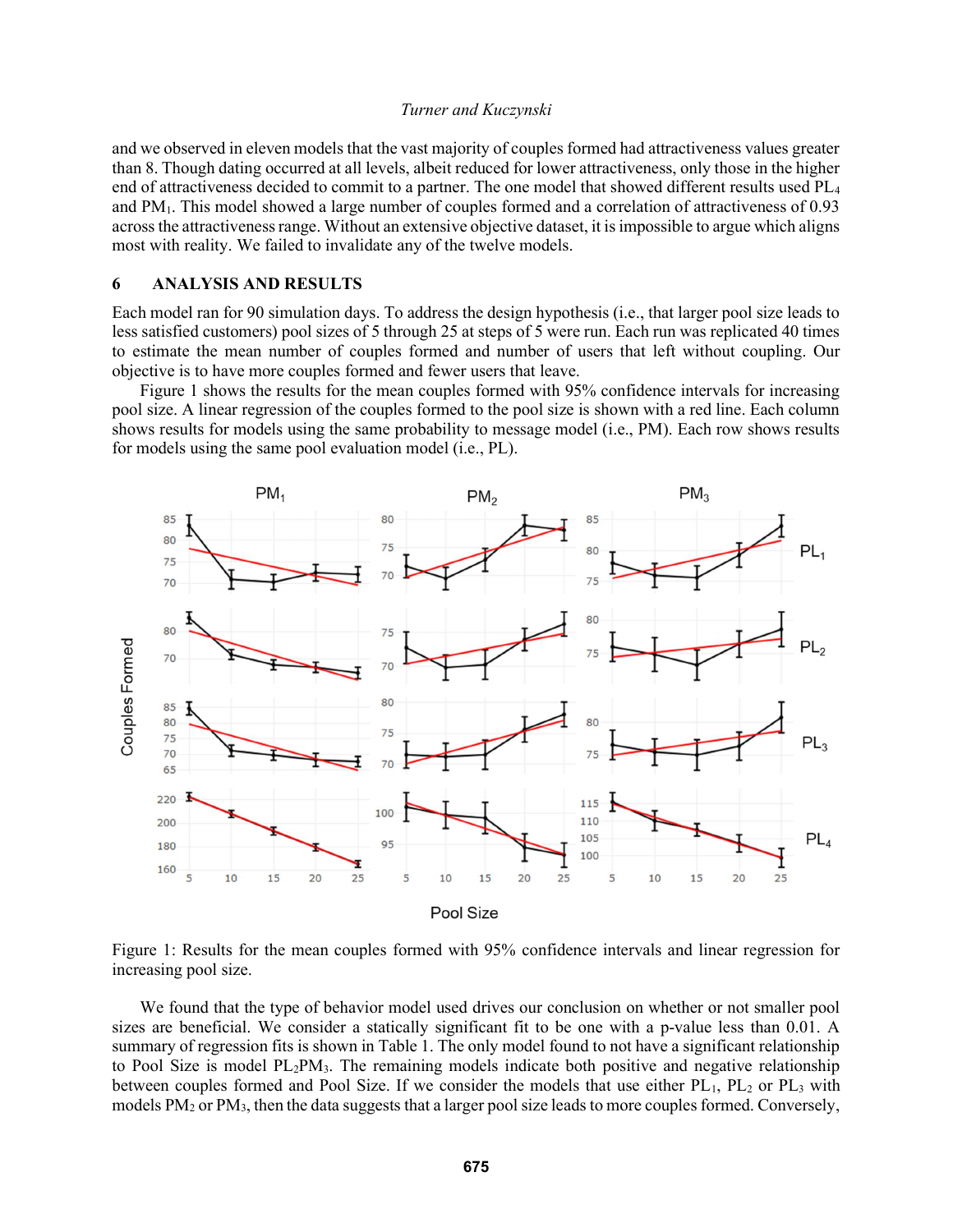and we observed in eleven models that the vast majority of couples formed had attractiveness values greater than 8. Though dating occurred at all levels, albeit reduced for lower attractiveness, only those in the higher end of attractiveness decided to commit to a partner. The one model that showed different results used $PL_4$ and $PM_1$. This model showed a large number of couples formed and a correlation of attractiveness of 0.93 across the attractiveness range. Without an extensive objective dataset, it is impossible to argue which aligns most with reality. We failed to invalidate any of the twelve models.

## 6 ANALYSIS AND RESULTS

Each model ran for 90 simulation days. To address the design hypothesis (i.e., that larger pool size leads to less satisfied customers) pool sizes of 5 through 25 at steps of 5 were run. Each run was replicated 40 times to estimate the mean number of couples formed and number of users that left without coupling. Our objective is to have more couples formed and fewer users that leave.

Figure 1 shows the results for the mean couples formed with 95% confidence intervals for increasing pool size. A linear regression of the couples formed to the pool size is shown with a red line. Each column shows results for models using the same probability to message model (i.e., PM). Each row shows results for models using the same pool evaluation model (i.e., PL).

Figure 1: Results for the mean couples formed with 95% confidence intervals and linear regression for increasing pool size.

We found that the type of behavior model used drives our conclusion on whether or not smaller pool sizes are beneficial. We consider a statically significant fit to be one with a p-value less than 0.01. A summary of regression fits is shown in Table 1. The only model found to not have a significant relationship to Pool Size is model $PL_2PM_3$. The remaining models indicate both positive and negative relationship between couples formed and Pool Size. If we consider the models that use either $PL_1$, $PL_2$ or $PL_3$ with models $PM_2$ or $PM_3$, then the data suggests that a larger pool size leads to more couples formed. Conversely,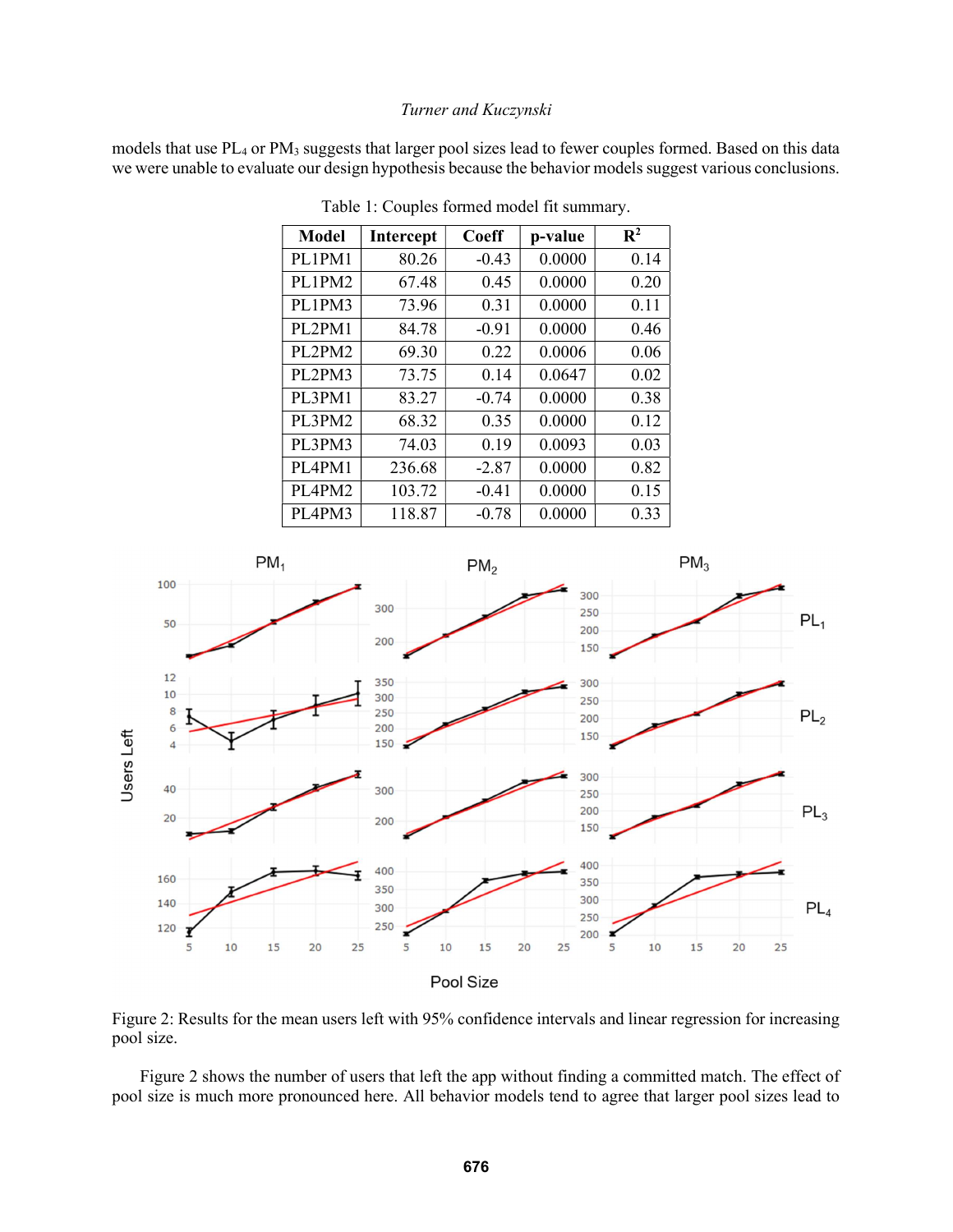models that use $PL_4$ or $PM_3$ suggests that larger pool sizes lead to fewer couples formed. Based on this data we were unable to evaluate our design hypothesis because the behavior models suggest various conclusions.

Table 1: Couples formed model fit summary.

| Model | Intercept | Coeff | p-value | $R^2$ |
|---|---|---|---|---|
| PL1PM1 | 80.26 | -0.43 | 0.0000 | 0.14 |
| PL1PM2 | 67.48 | 0.45 | 0.0000 | 0.20 |
| PL1PM3 | 73.96 | 0.31 | 0.0000 | 0.11 |
| PL2PM1 | 84.78 | -0.91 | 0.0000 | 0.46 |
| PL2PM2 | 69.30 | 0.22 | 0.0006 | 0.06 |
| PL2PM3 | 73.75 | 0.14 | 0.0647 | 0.02 |
| PL3PM1 | 83.27 | -0.74 | 0.0000 | 0.38 |
| PL3PM2 | 68.32 | 0.35 | 0.0000 | 0.12 |
| PL3PM3 | 74.03 | 0.19 | 0.0093 | 0.03 |
| PL4PM1 | 236.68 | -2.87 | 0.0000 | 0.82 |
| PL4PM2 | 103.72 | -0.41 | 0.0000 | 0.15 |
| PL4PM3 | 118.87 | -0.78 | 0.0000 | 0.33 |

Figure 2: Results for the mean users left with 95% confidence intervals and linear regression for increasing pool size.

Figure 2 shows the number of users that left the app without finding a committed match. The effect of pool size is much more pronounced here. All behavior models tend to agree that larger pool sizes lead to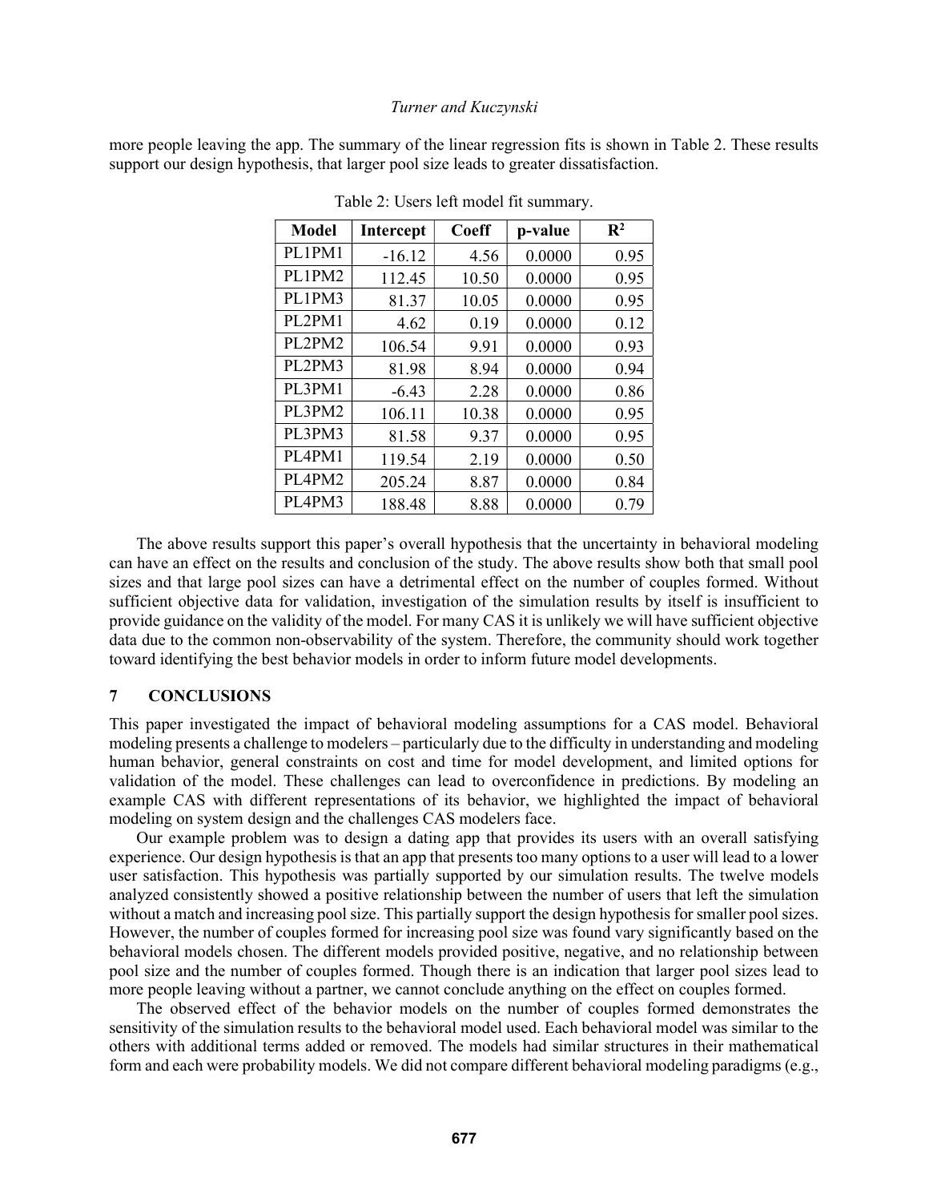more people leaving the app. The summary of the linear regression fits is shown in Table 2. These results support our design hypothesis, that larger pool size leads to greater dissatisfaction.

Table 2: Users left model fit summary.

| Model | Intercept | Coeff | p-value | $R^2$ |
|---|---|---|---|---|
| PL1PM1 | -16.12 | 4.56 | 0.0000 | 0.95 |
| PL1PM2 | 112.45 | 10.50 | 0.0000 | 0.95 |
| PL1PM3 | 81.37 | 10.05 | 0.0000 | 0.95 |
| PL2PM1 | 4.62 | 0.19 | 0.0000 | 0.12 |
| PL2PM2 | 106.54 | 9.91 | 0.0000 | 0.93 |
| PL2PM3 | 81.98 | 8.94 | 0.0000 | 0.94 |
| PL3PM1 | -6.43 | 2.28 | 0.0000 | 0.86 |
| PL3PM2 | 106.11 | 10.38 | 0.0000 | 0.95 |
| PL3PM3 | 81.58 | 9.37 | 0.0000 | 0.95 |
| PL4PM1 | 119.54 | 2.19 | 0.0000 | 0.50 |
| PL4PM2 | 205.24 | 8.87 | 0.0000 | 0.84 |
| PL4PM3 | 188.48 | 8.88 | 0.0000 | 0.79 |

The above results support this paper's overall hypothesis that the uncertainty in behavioral modeling can have an effect on the results and conclusion of the study. The above results show both that small pool sizes and that large pool sizes can have a detrimental effect on the number of couples formed. Without sufficient objective data for validation, investigation of the simulation results by itself is insufficient to provide guidance on the validity of the model. For many CAS it is unlikely we will have sufficient objective data due to the common non-observability of the system. Therefore, the community should work together toward identifying the best behavior models in order to inform future model developments.

## 7 CONCLUSIONS

This paper investigated the impact of behavioral modeling assumptions for a CAS model. Behavioral modeling presents a challenge to modelers – particularly due to the difficulty in understanding and modeling human behavior, general constraints on cost and time for model development, and limited options for validation of the model. These challenges can lead to overconfidence in predictions. By modeling an example CAS with different representations of its behavior, we highlighted the impact of behavioral modeling on system design and the challenges CAS modelers face.

Our example problem was to design a dating app that provides its users with an overall satisfying experience. Our design hypothesis is that an app that presents too many options to a user will lead to a lower user satisfaction. This hypothesis was partially supported by our simulation results. The twelve models analyzed consistently showed a positive relationship between the number of users that left the simulation without a match and increasing pool size. This partially support the design hypothesis for smaller pool sizes. However, the number of couples formed for increasing pool size was found vary significantly based on the behavioral models chosen. The different models provided positive, negative, and no relationship between pool size and the number of couples formed. Though there is an indication that larger pool sizes lead to more people leaving without a partner, we cannot conclude anything on the effect on couples formed.

The observed effect of the behavior models on the number of couples formed demonstrates the sensitivity of the simulation results to the behavioral model used. Each behavioral model was similar to the others with additional terms added or removed. The models had similar structures in their mathematical form and each were probability models. We did not compare different behavioral modeling paradigms (e.g.,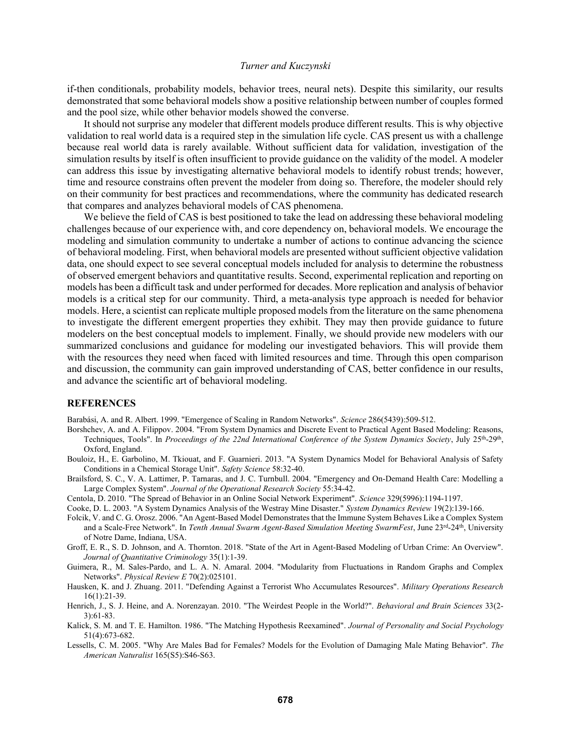if-then conditionals, probability models, behavior trees, neural nets). Despite this similarity, our results demonstrated that some behavioral models show a positive relationship between number of couples formed and the pool size, while other behavior models showed the converse.

It should not surprise any modeler that different models produce different results. This is why objective validation to real world data is a required step in the simulation life cycle. CAS present us with a challenge because real world data is rarely available. Without sufficient data for validation, investigation of the simulation results by itself is often insufficient to provide guidance on the validity of the model. A modeler can address this issue by investigating alternative behavioral models to identify robust trends; however, time and resource constrains often prevent the modeler from doing so. Therefore, the modeler should rely on their community for best practices and recommendations, where the community has dedicated research that compares and analyzes behavioral models of CAS phenomena.

We believe the field of CAS is best positioned to take the lead on addressing these behavioral modeling challenges because of our experience with, and core dependency on, behavioral models. We encourage the modeling and simulation community to undertake a number of actions to continue advancing the science of behavioral modeling. First, when behavioral models are presented without sufficient objective validation data, one should expect to see several conceptual models included for analysis to determine the robustness of observed emergent behaviors and quantitative results. Second, experimental replication and reporting on models has been a difficult task and under performed for decades. More replication and analysis of behavior models is a critical step for our community. Third, a meta-analysis type approach is needed for behavior models. Here, a scientist can replicate multiple proposed models from the literature on the same phenomena to investigate the different emergent properties they exhibit. They may then provide guidance to future modelers on the best conceptual models to implement. Finally, we should provide new modelers with our summarized conclusions and guidance for modeling our investigated behaviors. This will provide them with the resources they need when faced with limited resources and time. Through this open comparison and discussion, the community can gain improved understanding of CAS, better confidence in our results, and advance the scientific art of behavioral modeling.

## REFERENCES

Barabási, A. and R. Albert. 1999. "Emergence of Scaling in Random Networks". *Science* 286(5439):509-512.

Borshchev, A. and A. Filippov. 2004. "From System Dynamics and Discrete Event to Practical Agent Based Modeling: Reasons, Techniques, Tools". In *Proceedings of the 22nd International Conference of the System Dynamics Society*, July 25th-29th, Oxford, England.

Bouloiz, H., E. Garbolino, M. Tkiouat, and F. Guarnieri. 2013. "A System Dynamics Model for Behavioral Analysis of Safety Conditions in a Chemical Storage Unit". *Safety Science* 58:32-40.

Brailsford, S. C., V. A. Lattimer, P. Tarnaras, and J. C. Turnbull. 2004. "Emergency and On-Demand Health Care: Modelling a Large Complex System". *Journal of the Operational Research Society* 55:34-42.

Centola, D. 2010. "The Spread of Behavior in an Online Social Network Experiment". *Science* 329(5996):1194-1197.

Cooke, D. L. 2003. "A System Dynamics Analysis of the Westray Mine Disaster." *System Dynamics Review* 19(2):139-166.

Folcik, V. and C. G. Orosz. 2006. "An Agent-Based Model Demonstrates that the Immune System Behaves Like a Complex System and a Scale-Free Network". In *Tenth Annual Swarm Agent-Based Simulation Meeting SwarmFest*, June 23rd-24th, University of Notre Dame, Indiana, USA.

Groff, E. R., S. D. Johnson, and A. Thornton. 2018. "State of the Art in Agent-Based Modeling of Urban Crime: An Overview". *Journal of Quantitative Criminology* 35(1):1-39.

Guimera, R., M. Sales-Pardo, and L. A. N. Amaral. 2004. "Modularity from Fluctuations in Random Graphs and Complex Networks". *Physical Review E* 70(2):025101.

Hausken, K. and J. Zhuang. 2011. "Defending Against a Terrorist Who Accumulates Resources". *Military Operations Research* 16(1):21-39.

Henrich, J., S. J. Heine, and A. Norenzayan. 2010. "The Weirdest People in the World?". *Behavioral and Brain Sciences* 33(2-3):61-83.

Kalick, S. M. and T. E. Hamilton. 1986. "The Matching Hypothesis Reexamined". *Journal of Personality and Social Psychology* 51(4):673-682.

Lessells, C. M. 2005. "Why Are Males Bad for Females? Models for the Evolution of Damaging Male Mating Behavior". *The American Naturalist* 165(S5):S46-S63.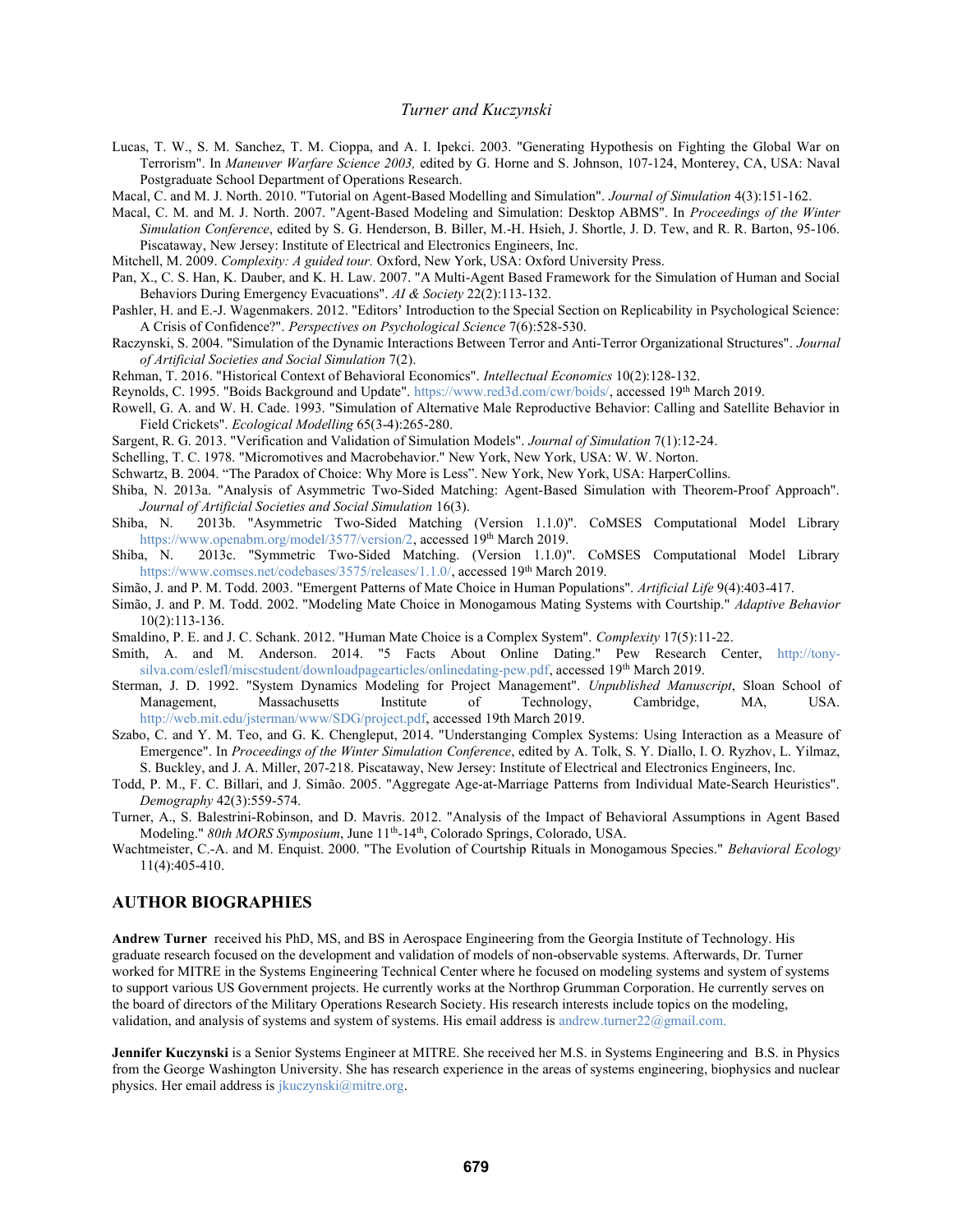Lucas, T. W., S. M. Sanchez, T. M. Cioppa, and A. I. Ipekci. 2003. "Generating Hypothesis on Fighting the Global War on Terrorism". In *Maneuver Warfare Science 2003,* edited by G. Horne and S. Johnson, 107-124, Monterey, CA, USA: Naval Postgraduate School Department of Operations Research.

Macal, C. and M. J. North. 2010. "Tutorial on Agent-Based Modelling and Simulation". *Journal of Simulation* 4(3):151-162.

Macal, C. M. and M. J. North. 2007. "Agent-Based Modeling and Simulation: Desktop ABMS". In *Proceedings of the Winter Simulation Conference*, edited by S. G. Henderson, B. Biller, M.-H. Hsieh, J. Shortle, J. D. Tew, and R. R. Barton, 95-106. Piscataway, New Jersey: Institute of Electrical and Electronics Engineers, Inc.

Mitchell, M. 2009. *Complexity: A guided tour.* Oxford, New York, USA: Oxford University Press.

Pan, X., C. S. Han, K. Dauber, and K. H. Law. 2007. "A Multi-Agent Based Framework for the Simulation of Human and Social Behaviors During Emergency Evacuations". *AI & Society* 22(2):113-132.

Pashler, H. and E.-J. Wagenmakers. 2012. "Editors' Introduction to the Special Section on Replicability in Psychological Science: A Crisis of Confidence?". *Perspectives on Psychological Science* 7(6):528-530.

Raczynski, S. 2004. "Simulation of the Dynamic Interactions Between Terror and Anti-Terror Organizational Structures". *Journal of Artificial Societies and Social Simulation* 7(2).

Rehman, T. 2016. "Historical Context of Behavioral Economics". *Intellectual Economics* 10(2):128-132.

Reynolds, C. 1995. "Boids Background and Update". https://www.red3d.com/cwr/boids/, accessed 19th March 2019.

Rowell, G. A. and W. H. Cade. 1993. "Simulation of Alternative Male Reproductive Behavior: Calling and Satellite Behavior in Field Crickets". *Ecological Modelling* 65(3-4):265-280.

Sargent, R. G. 2013. "Verification and Validation of Simulation Models". *Journal of Simulation* 7(1):12-24.

Schelling, T. C. 1978. "Micromotives and Macrobehavior." New York, New York, USA: W. W. Norton.

Schwartz, B. 2004. "The Paradox of Choice: Why More is Less". New York, New York, USA: HarperCollins.

Shiba, N. 2013a. "Analysis of Asymmetric Two-Sided Matching: Agent-Based Simulation with Theorem-Proof Approach". *Journal of Artificial Societies and Social Simulation* 16(3).

Shiba, N. 2013b. "Asymmetric Two-Sided Matching (Version 1.1.0)". CoMSES Computational Model Library https://www.openabm.org/model/3577/version/2, accessed 19th March 2019.

Shiba, N. 2013c. "Symmetric Two-Sided Matching. (Version 1.1.0)". CoMSES Computational Model Library https://www.comses.net/codebases/3575/releases/1.1.0/, accessed 19th March 2019.

Simão, J. and P. M. Todd. 2003. "Emergent Patterns of Mate Choice in Human Populations". *Artificial Life* 9(4):403-417.

Simão, J. and P. M. Todd. 2002. "Modeling Mate Choice in Monogamous Mating Systems with Courtship." *Adaptive Behavior* 10(2):113-136.

Smaldino, P. E. and J. C. Schank. 2012. "Human Mate Choice is a Complex System". *Complexity* 17(5):11-22.

Smith, A. and M. Anderson. 2014. "5 Facts About Online Dating." Pew Research Center, http://tony-silva.com/eslefl/miscstudent/downloadpagearticles/onlinedating-pew.pdf, accessed 19th March 2019.

Sterman, J. D. 1992. "System Dynamics Modeling for Project Management". *Unpublished Manuscript*, Sloan School of Management, Massachusetts Institute of Technology, Cambridge, MA, USA. http://web.mit.edu/jsterman/www/SDG/project.pdf, accessed 19th March 2019.

Szabo, C. and Y. M. Teo, and G. K. Chengleput, 2014. "Understanding Complex Systems: Using Interaction as a Measure of Emergence". In *Proceedings of the Winter Simulation Conference*, edited by A. Tolk, S. Y. Diallo, I. O. Ryzhov, L. Yilmaz, S. Buckley, and J. A. Miller, 207-218. Piscataway, New Jersey: Institute of Electrical and Electronics Engineers, Inc.

Todd, P. M., F. C. Billari, and J. Simão. 2005. "Aggregate Age-at-Marriage Patterns from Individual Mate-Search Heuristics". *Demography* 42(3):559-574.

Turner, A., S. Balestrini-Robinson, and D. Mavris. 2012. "Analysis of the Impact of Behavioral Assumptions in Agent Based Modeling." *80th MORS Symposium*, June 11th-14th, Colorado Springs, Colorado, USA.

Wachtmeister, C.-A. and M. Enquist. 2000. "The Evolution of Courtship Rituals in Monogamous Species." *Behavioral Ecology* 11(4):405-410.

## AUTHOR BIOGRAPHIES

**Andrew Turner** received his PhD, MS, and BS in Aerospace Engineering from the Georgia Institute of Technology. His graduate research focused on the development and validation of models of non-observable systems. Afterwards, Dr. Turner worked for MITRE in the Systems Engineering Technical Center where he focused on modeling systems and system of systems to support various US Government projects. He currently works at the Northrop Grumman Corporation. He currently serves on the board of directors of the Military Operations Research Society. His research interests include topics on the modeling, validation, and analysis of systems and system of systems. His email address is andrew.turner22@gmail.com.

**Jennifer Kuczynski** is a Senior Systems Engineer at MITRE. She received her M.S. in Systems Engineering and B.S. in Physics from the George Washington University. She has research experience in the areas of systems engineering, biophysics and nuclear physics. Her email address is jkuczynski@mitre.org.